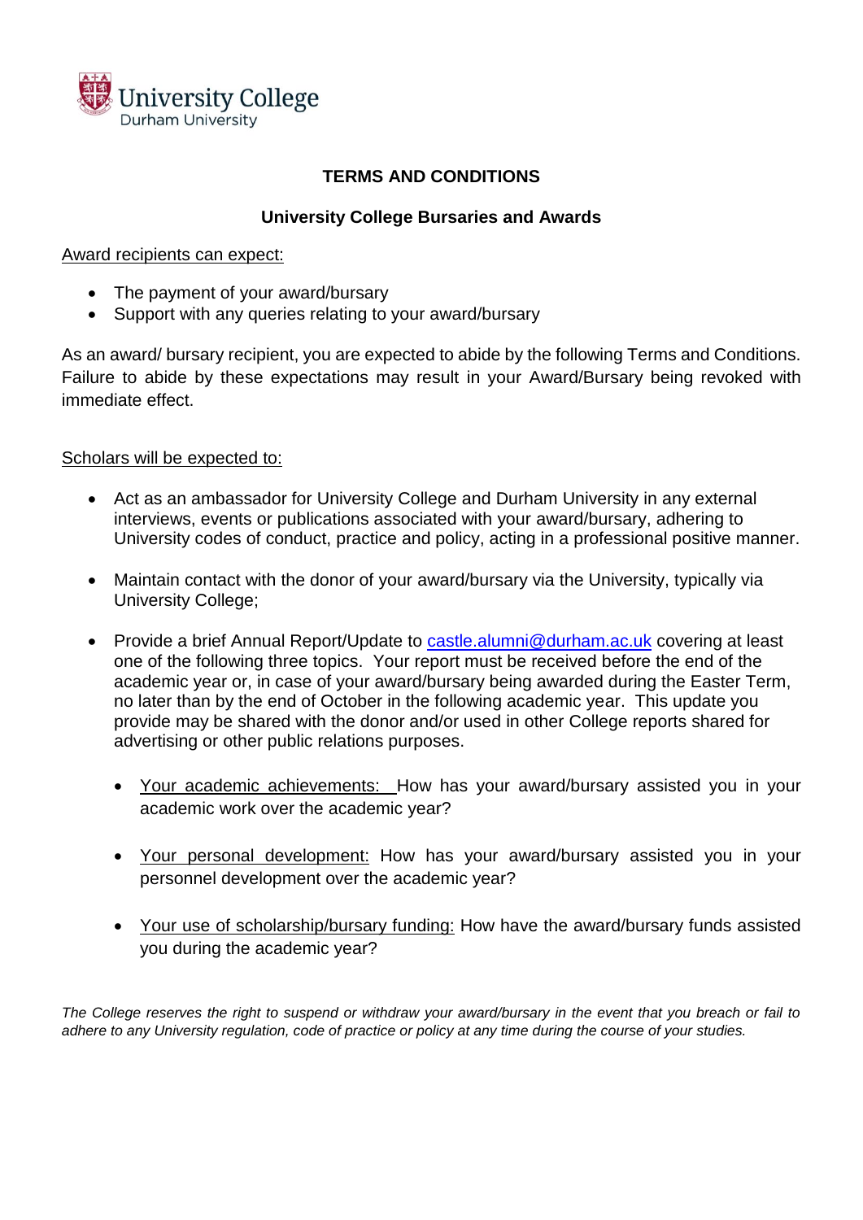University College
Durham University

# TERMS AND CONDITIONS

## University College Bursaries and Awards

Award recipients can expect:

- The payment of your award/bursary
- Support with any queries relating to your award/bursary

As an award/ bursary recipient, you are expected to abide by the following Terms and Conditions. Failure to abide by these expectations may result in your Award/Bursary being revoked with immediate effect.

Scholars will be expected to:

- Act as an ambassador for University College and Durham University in any external interviews, events or publications associated with your award/bursary, adhering to University codes of conduct, practice and policy, acting in a professional positive manner.

- Maintain contact with the donor of your award/bursary via the University, typically via University College;

- Provide a brief Annual Report/Update to castle.alumni@durham.ac.uk covering at least one of the following three topics. Your report must be received before the end of the academic year or, in case of your award/bursary being awarded during the Easter Term, no later than by the end of October in the following academic year. This update you provide may be shared with the donor and/or used in other College reports shared for advertising or other public relations purposes.

  - Your academic achievements: How has your award/bursary assisted you in your academic work over the academic year?

  - Your personal development: How has your award/bursary assisted you in your personnel development over the academic year?

  - Your use of scholarship/bursary funding: How have the award/bursary funds assisted you during the academic year?

*The College reserves the right to suspend or withdraw your award/bursary in the event that you breach or fail to adhere to any University regulation, code of practice or policy at any time during the course of your studies.*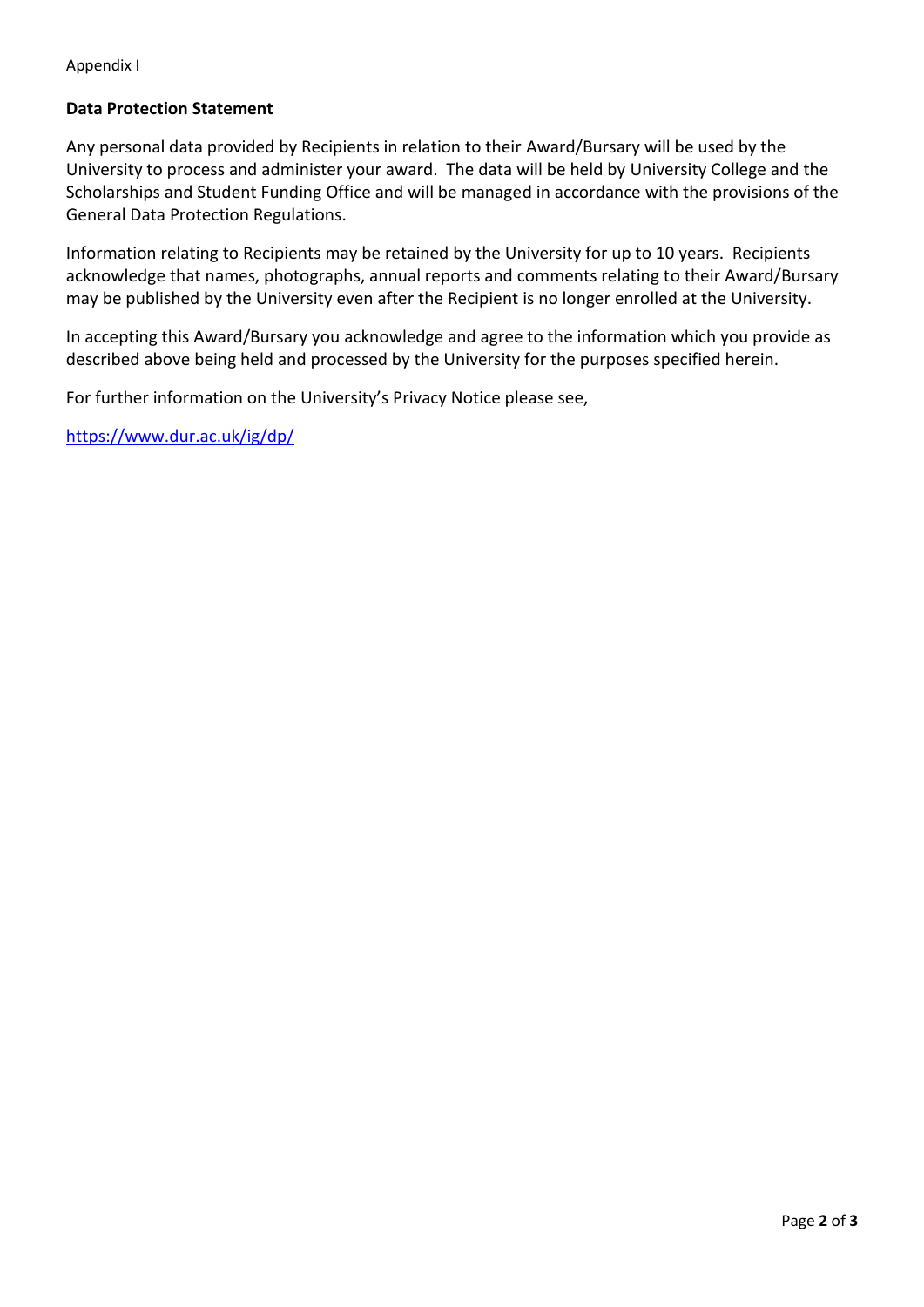Appendix I

**Data Protection Statement**

Any personal data provided by Recipients in relation to their Award/Bursary will be used by the University to process and administer your award. The data will be held by University College and the Scholarships and Student Funding Office and will be managed in accordance with the provisions of the General Data Protection Regulations.

Information relating to Recipients may be retained by the University for up to 10 years. Recipients acknowledge that names, photographs, annual reports and comments relating to their Award/Bursary may be published by the University even after the Recipient is no longer enrolled at the University.

In accepting this Award/Bursary you acknowledge and agree to the information which you provide as described above being held and processed by the University for the purposes specified herein.

For further information on the University's Privacy Notice please see,

[https://www.dur.ac.uk/ig/dp/](https://www.dur.ac.uk/ig/dp/)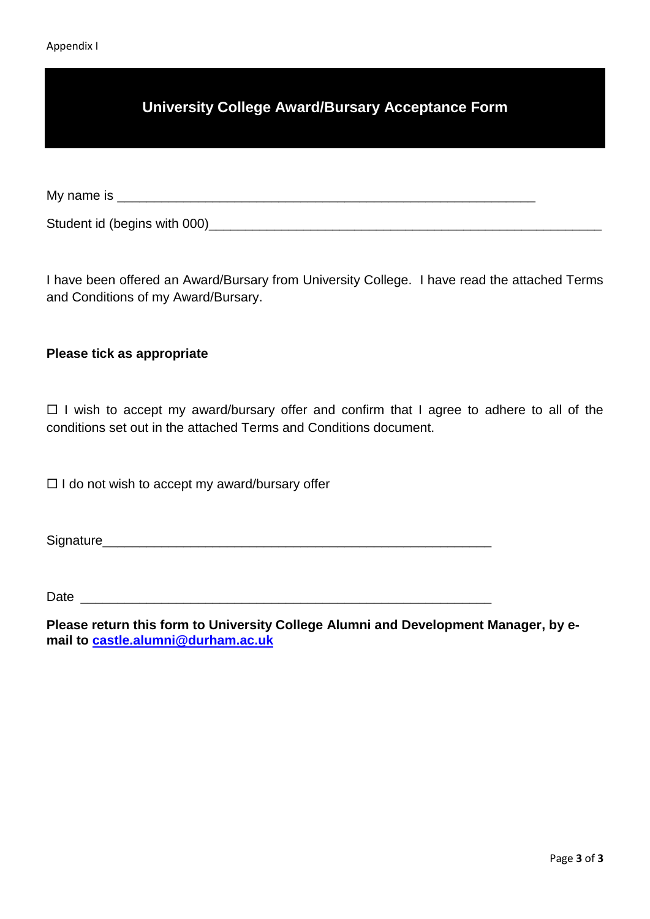Appendix I

# University College Award/Bursary Acceptance Form

My name is ____________________________________________________________

Student id (begins with 000)_______________________________________________________

I have been offered an Award/Bursary from University College. I have read the attached Terms and Conditions of my Award/Bursary.

**Please tick as appropriate**

☐ I wish to accept my award/bursary offer and confirm that I agree to adhere to all of the conditions set out in the attached Terms and Conditions document.

☐ I do not wish to accept my award/bursary offer

Signature_________________________________________________________

Date ____________________________________________________________

**Please return this form to University College Alumni and Development Manager, by e-mail to [castle.alumni@durham.ac.uk](mailto:castle.alumni@durham.ac.uk)**